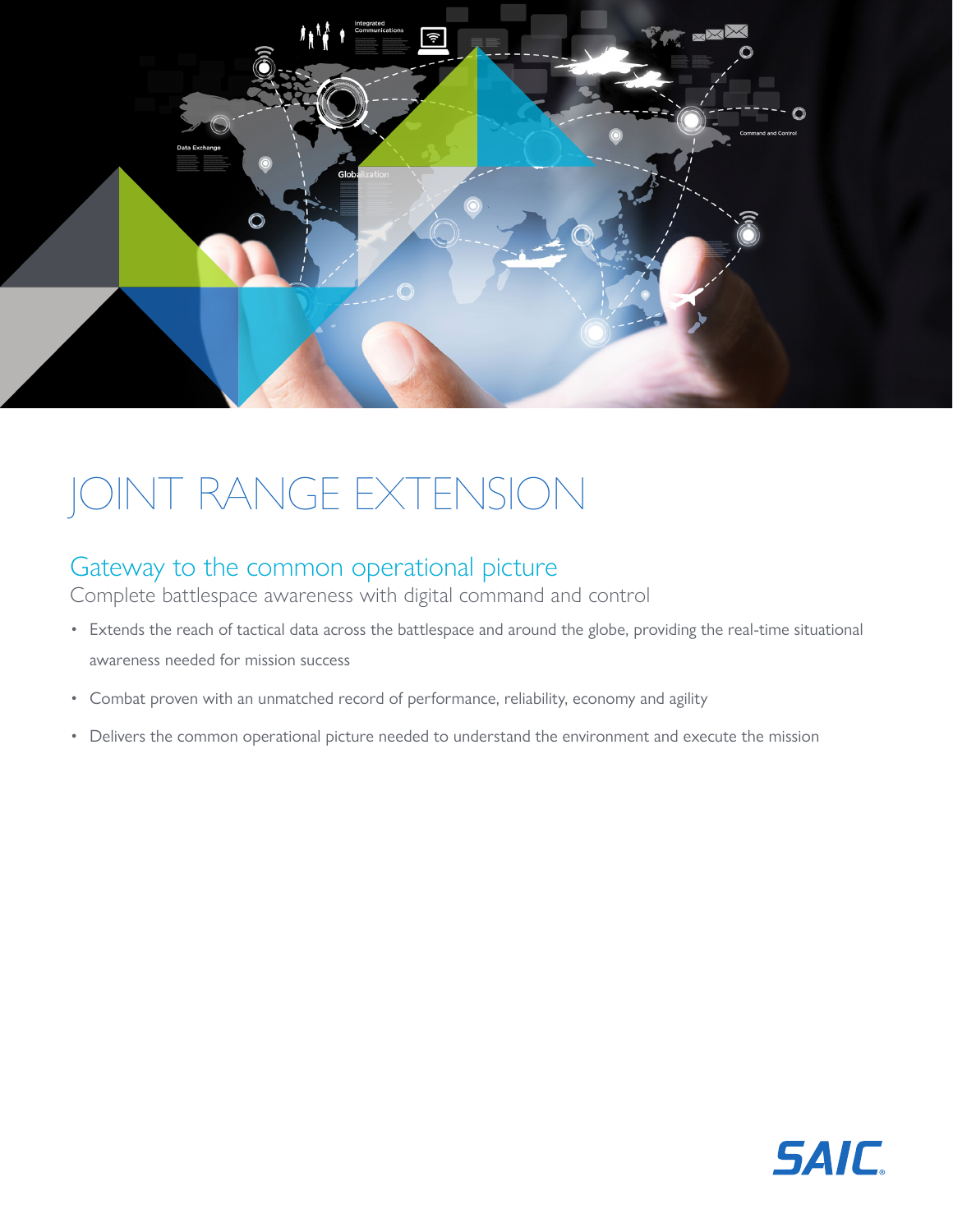# JOINT RANGE EXTENSION

## Gateway to the common operational picture

Complete battlespace awareness with digital command and control

- Extends the reach of tactical data across the battlespace and around the globe, providing the real-time situational awareness needed for mission success
- Combat proven with an unmatched record of performance, reliability, economy and agility
- Delivers the common operational picture needed to understand the environment and execute the mission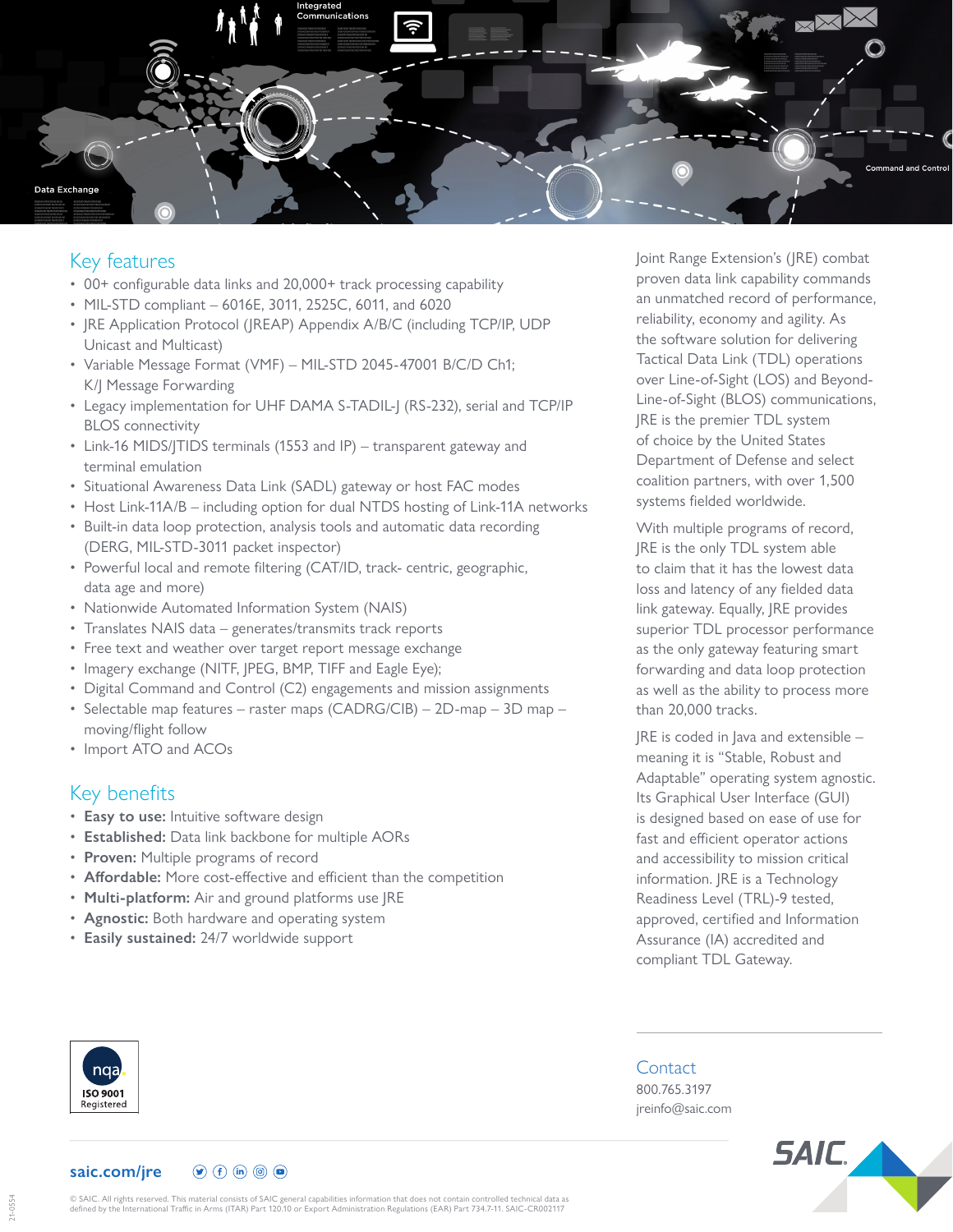## Key features

- 00+ configurable data links and 20,000+ track processing capability
- MIL-STD compliant – 6016E, 3011, 2525C, 6011, and 6020
- JRE Application Protocol (JREAP) Appendix A/B/C (including TCP/IP, UDP Unicast and Multicast)
- Variable Message Format (VMF) – MIL-STD 2045-47001 B/C/D Ch1; K/J Message Forwarding
- Legacy implementation for UHF DAMA S-TADIL-J (RS-232), serial and TCP/IP BLOS connectivity
- Link-16 MIDS/JTIDS terminals (1553 and IP) – transparent gateway and terminal emulation
- Situational Awareness Data Link (SADL) gateway or host FAC modes
- Host Link-11A/B – including option for dual NTDS hosting of Link-11A networks
- Built-in data loop protection, analysis tools and automatic data recording (DERG, MIL-STD-3011 packet inspector)
- Powerful local and remote filtering (CAT/ID, track- centric, geographic, data age and more)
- Nationwide Automated Information System (NAIS)
- Translates NAIS data – generates/transmits track reports
- Free text and weather over target report message exchange
- Imagery exchange (NITF, JPEG, BMP, TIFF and Eagle Eye);
- Digital Command and Control (C2) engagements and mission assignments
- Selectable map features – raster maps (CADRG/CIB) – 2D-map – 3D map – moving/flight follow
- Import ATO and ACOs

## Key benefits

- **Easy to use:** Intuitive software design
- **Established:** Data link backbone for multiple AORs
- **Proven:** Multiple programs of record
- **Affordable:** More cost-effective and efficient than the competition
- **Multi-platform:** Air and ground platforms use JRE
- **Agnostic:** Both hardware and operating system
- **Easily sustained:** 24/7 worldwide support

Joint Range Extension's (JRE) combat proven data link capability commands an unmatched record of performance, reliability, economy and agility. As the software solution for delivering Tactical Data Link (TDL) operations over Line-of-Sight (LOS) and Beyond-Line-of-Sight (BLOS) communications, JRE is the premier TDL system of choice by the United States Department of Defense and select coalition partners, with over 1,500 systems fielded worldwide.

With multiple programs of record, JRE is the only TDL system able to claim that it has the lowest data loss and latency of any fielded data link gateway. Equally, JRE provides superior TDL processor performance as the only gateway featuring smart forwarding and data loop protection as well as the ability to process more than 20,000 tracks.

JRE is coded in Java and extensible – meaning it is "Stable, Robust and Adaptable" operating system agnostic. Its Graphical User Interface (GUI) is designed based on ease of use for fast and efficient operator actions and accessibility to mission critical information. JRE is a Technology Readiness Level (TRL)-9 tested, approved, certified and Information Assurance (IA) accredited and compliant TDL Gateway.

nqa ISO 9001 Registered

## Contact

800.765.3197

jreinfo@saic.com

saic.com/jre

© SAIC. All rights reserved. This material consists of SAIC general capabilities information that does not contain controlled technical data as defined by the International Traffic in Arms (ITAR) Part 120.10 or Export Administration Regulations (EAR) Part 734.7-11. SAIC-CR002117

21-0554